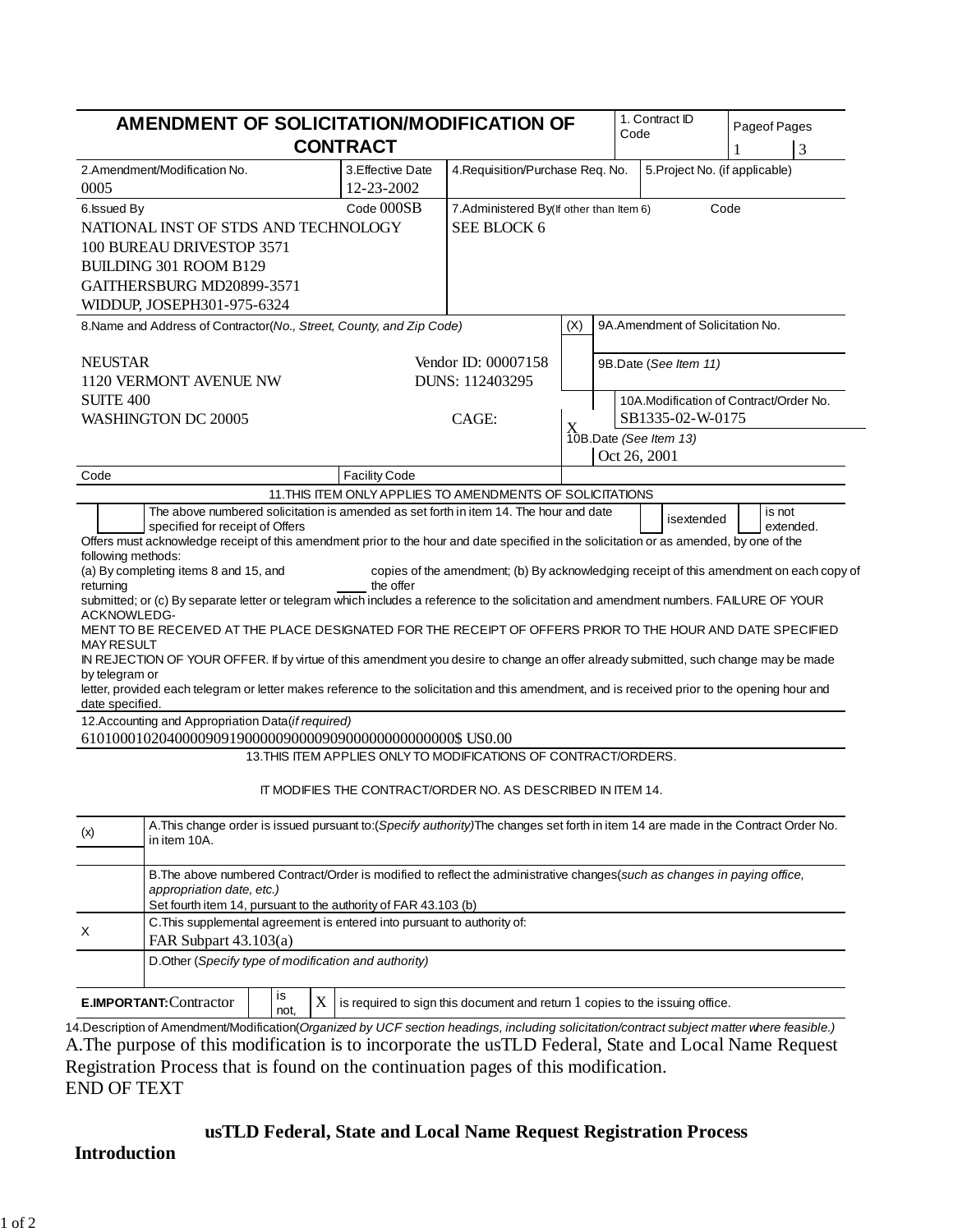# AMENDMENT OF SOLICITATION/MODIFICATION OF CONTRACT

| 1. Contract ID Code | Page of Pages |
|---|---|
| | 1 3 |

| 2. Amendment/Modification No. | 3. Effective Date | 4. Requisition/Purchase Req. No. | 5. Project No. (if applicable) |
|---|---|---|---|
| 0005 | 12-23-2002 | | |

| 6. Issued By Code 000SB | 7. Administered By (If other than Item 6) Code |
|---|---|
| NATIONAL INST OF STDS AND TECHNOLOGY<br>100 BUREAU DRIVESTOP 3571<br>BUILDING 301 ROOM B129<br>GAITHERSBURG MD20899-3571<br>WIDDUP, JOSEPH301-975-6324 | SEE BLOCK 6 |

**8. Name and Address of Contractor** *(No., Street, County, and Zip Code)*

NEUSTAR
1120 VERMONT AVENUE NW
SUITE 400
WASHINGTON DC 20005

Vendor ID: 00007158
DUNS: 112403295
CAGE:

| (X) | |
|---|---|
| | 9A. Amendment of Solicitation No. |
| | 9B. Date *(See Item 11)* |
| X | 10A. Modification of Contract/Order No.<br>SB1335-02-W-0175 |
| | 10B. Date *(See Item 13)*<br>Oct 26, 2001 |

| Code | Facility Code |
|---|---|

**11. THIS ITEM ONLY APPLIES TO AMENDMENTS OF SOLICITATIONS**

☐ The above numbered solicitation is amended as set forth in item 14. The hour and date specified for receipt of Offers ☐ is extended ☐ is not extended.

Offers must acknowledge receipt of this amendment prior to the hour and date specified in the solicitation or as amended, by one of the following methods:
(a) By completing items 8 and 15, and returning ____ copies of the amendment; (b) By acknowledging receipt of this amendment on each copy of the offer submitted; or (c) By separate letter or telegram which includes a reference to the solicitation and amendment numbers. FAILURE OF YOUR ACKNOWLEDGMENT TO BE RECEIVED AT THE PLACE DESIGNATED FOR THE RECEIPT OF OFFERS PRIOR TO THE HOUR AND DATE SPECIFIED MAY RESULT IN REJECTION OF YOUR OFFER. If by virtue of this amendment you desire to change an offer already submitted, such change may be made by telegram or letter, provided each telegram or letter makes reference to the solicitation and this amendment, and is received prior to the opening hour and date specified.

**12. Accounting and Appropriation Data** *(if required)*

6101000102040000909190000090000909000000000000000$ US0.00

**13. THIS ITEM APPLIES ONLY TO MODIFICATIONS OF CONTRACT/ORDERS.**

IT MODIFIES THE CONTRACT/ORDER NO. AS DESCRIBED IN ITEM 14.

| (x) | |
|---|---|
| | A. This change order is issued pursuant to: *(Specify authority)* The changes set forth in item 14 are made in the Contract Order No. in item 10A. |
| | B. The above numbered Contract/Order is modified to reflect the administrative changes *(such as changes in paying office, appropriation date, etc.)* Set fourth item 14, pursuant to the authority of FAR 43.103 (b) |
| X | C. This supplemental agreement is entered into pursuant to authority of:<br>FAR Subpart 43.103(a) |
| | D. Other *(Specify type of modification and authority)* |

**E. IMPORTANT:** Contractor ☐ is not, ☒ is required to sign this document and return 1 copies to the issuing office.

14. Description of Amendment/Modification *(Organized by UCF section headings, including solicitation/contract subject matter where feasible.)*

A. The purpose of this modification is to incorporate the usTLD Federal, State and Local Name Request Registration Process that is found on the continuation pages of this modification.
END OF TEXT

## usTLD Federal, State and Local Name Request Registration Process

### Introduction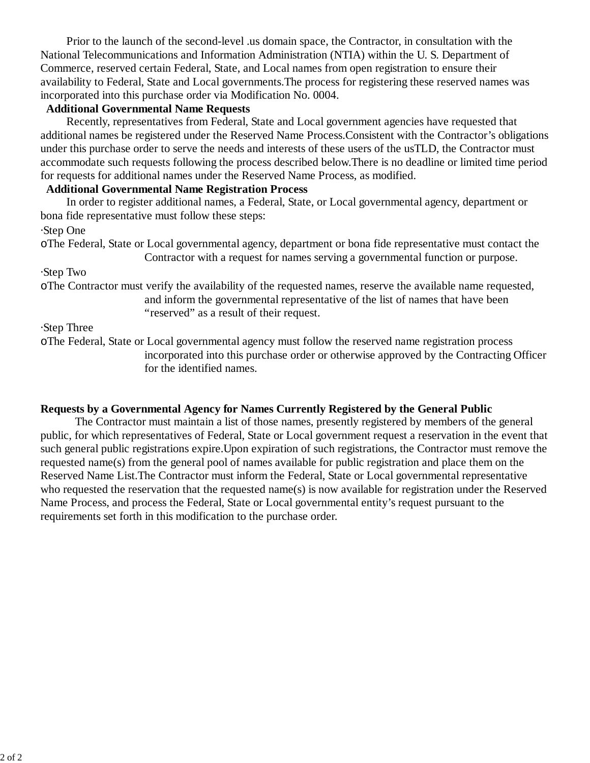Prior to the launch of the second-level .us domain space, the Contractor, in consultation with the National Telecommunications and Information Administration (NTIA) within the U. S. Department of Commerce, reserved certain Federal, State, and Local names from open registration to ensure their availability to Federal, State and Local governments.The process for registering these reserved names was incorporated into this purchase order via Modification No. 0004.

**Additional Governmental Name Requests**

Recently, representatives from Federal, State and Local government agencies have requested that additional names be registered under the Reserved Name Process.Consistent with the Contractor's obligations under this purchase order to serve the needs and interests of these users of the usTLD, the Contractor must accommodate such requests following the process described below.There is no deadline or limited time period for requests for additional names under the Reserved Name Process, as modified.

**Additional Governmental Name Registration Process**

In order to register additional names, a Federal, State, or Local governmental agency, department or bona fide representative must follow these steps:

- Step One
  - The Federal, State or Local governmental agency, department or bona fide representative must contact the Contractor with a request for names serving a governmental function or purpose.
- Step Two
  - The Contractor must verify the availability of the requested names, reserve the available name requested, and inform the governmental representative of the list of names that have been "reserved" as a result of their request.
- Step Three
  - The Federal, State or Local governmental agency must follow the reserved name registration process incorporated into this purchase order or otherwise approved by the Contracting Officer for the identified names.

**Requests by a Governmental Agency for Names Currently Registered by the General Public**

The Contractor must maintain a list of those names, presently registered by members of the general public, for which representatives of Federal, State or Local government request a reservation in the event that such general public registrations expire.Upon expiration of such registrations, the Contractor must remove the requested name(s) from the general pool of names available for public registration and place them on the Reserved Name List.The Contractor must inform the Federal, State or Local governmental representative who requested the reservation that the requested name(s) is now available for registration under the Reserved Name Process, and process the Federal, State or Local governmental entity's request pursuant to the requirements set forth in this modification to the purchase order.